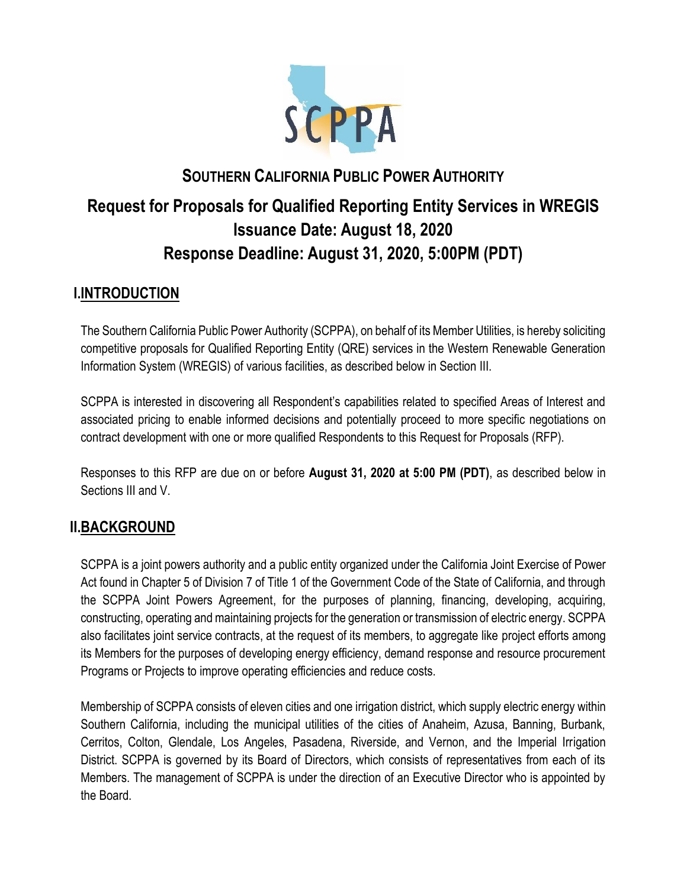# SOUTHERN CALIFORNIA PUBLIC POWER AUTHORITY

# Request for Proposals for Qualified Reporting Entity Services in WREGIS
# Issuance Date: August 18, 2020
# Response Deadline: August 31, 2020, 5:00PM (PDT)

## I. INTRODUCTION

The Southern California Public Power Authority (SCPPA), on behalf of its Member Utilities, is hereby soliciting competitive proposals for Qualified Reporting Entity (QRE) services in the Western Renewable Generation Information System (WREGIS) of various facilities, as described below in Section III.

SCPPA is interested in discovering all Respondent's capabilities related to specified Areas of Interest and associated pricing to enable informed decisions and potentially proceed to more specific negotiations on contract development with one or more qualified Respondents to this Request for Proposals (RFP).

Responses to this RFP are due on or before **August 31, 2020 at 5:00 PM (PDT)**, as described below in Sections III and V.

## II. BACKGROUND

SCPPA is a joint powers authority and a public entity organized under the California Joint Exercise of Power Act found in Chapter 5 of Division 7 of Title 1 of the Government Code of the State of California, and through the SCPPA Joint Powers Agreement, for the purposes of planning, financing, developing, acquiring, constructing, operating and maintaining projects for the generation or transmission of electric energy. SCPPA also facilitates joint service contracts, at the request of its members, to aggregate like project efforts among its Members for the purposes of developing energy efficiency, demand response and resource procurement Programs or Projects to improve operating efficiencies and reduce costs.

Membership of SCPPA consists of eleven cities and one irrigation district, which supply electric energy within Southern California, including the municipal utilities of the cities of Anaheim, Azusa, Banning, Burbank, Cerritos, Colton, Glendale, Los Angeles, Pasadena, Riverside, and Vernon, and the Imperial Irrigation District. SCPPA is governed by its Board of Directors, which consists of representatives from each of its Members. The management of SCPPA is under the direction of an Executive Director who is appointed by the Board.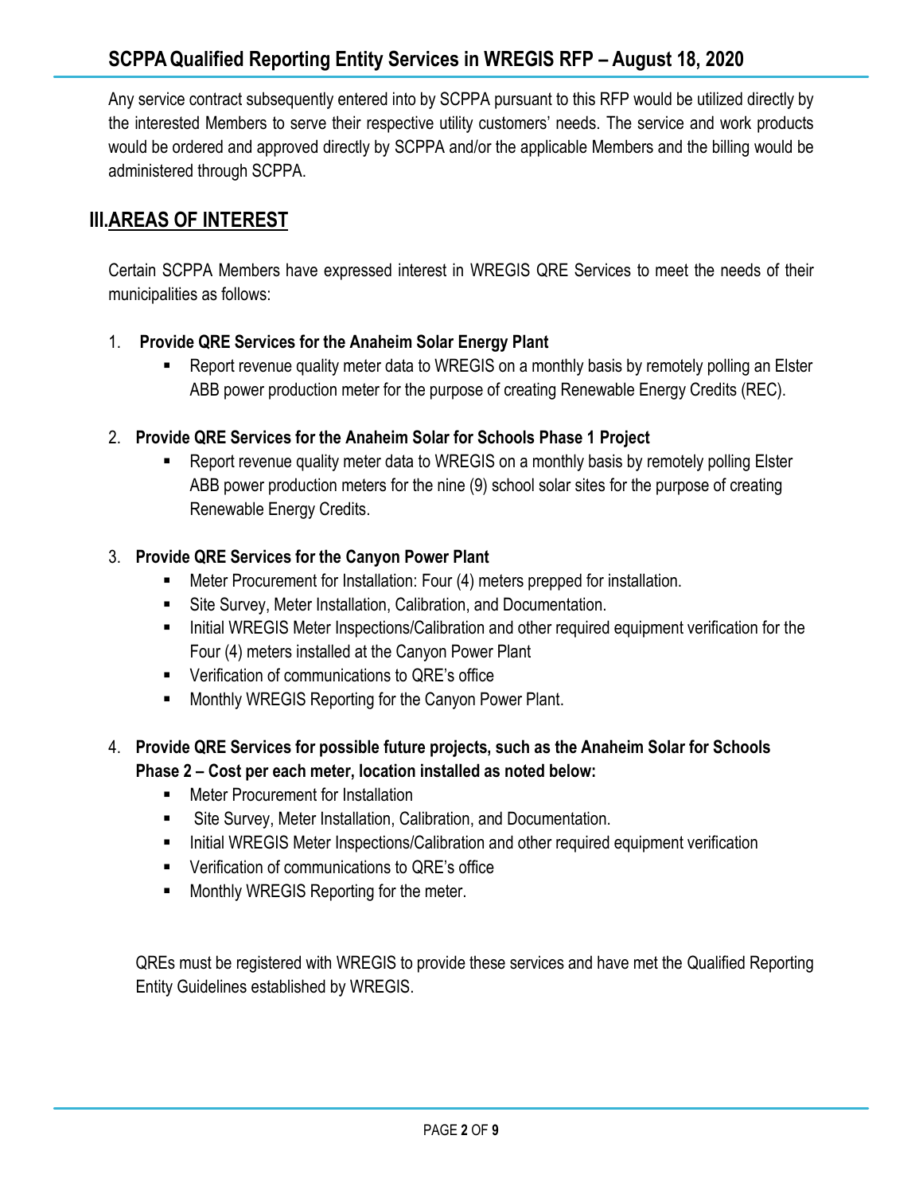Any service contract subsequently entered into by SCPPA pursuant to this RFP would be utilized directly by the interested Members to serve their respective utility customers' needs. The service and work products would be ordered and approved directly by SCPPA and/or the applicable Members and the billing would be administered through SCPPA.

## III. AREAS OF INTEREST

Certain SCPPA Members have expressed interest in WREGIS QRE Services to meet the needs of their municipalities as follows:

1. **Provide QRE Services for the Anaheim Solar Energy Plant**
   - Report revenue quality meter data to WREGIS on a monthly basis by remotely polling an Elster ABB power production meter for the purpose of creating Renewable Energy Credits (REC).

2. **Provide QRE Services for the Anaheim Solar for Schools Phase 1 Project**
   - Report revenue quality meter data to WREGIS on a monthly basis by remotely polling Elster ABB power production meters for the nine (9) school solar sites for the purpose of creating Renewable Energy Credits.

3. **Provide QRE Services for the Canyon Power Plant**
   - Meter Procurement for Installation: Four (4) meters prepped for installation.
   - Site Survey, Meter Installation, Calibration, and Documentation.
   - Initial WREGIS Meter Inspections/Calibration and other required equipment verification for the Four (4) meters installed at the Canyon Power Plant
   - Verification of communications to QRE's office
   - Monthly WREGIS Reporting for the Canyon Power Plant.

4. **Provide QRE Services for possible future projects, such as the Anaheim Solar for Schools Phase 2 – Cost per each meter, location installed as noted below:**
   - Meter Procurement for Installation
   - Site Survey, Meter Installation, Calibration, and Documentation.
   - Initial WREGIS Meter Inspections/Calibration and other required equipment verification
   - Verification of communications to QRE's office
   - Monthly WREGIS Reporting for the meter.

QREs must be registered with WREGIS to provide these services and have met the Qualified Reporting Entity Guidelines established by WREGIS.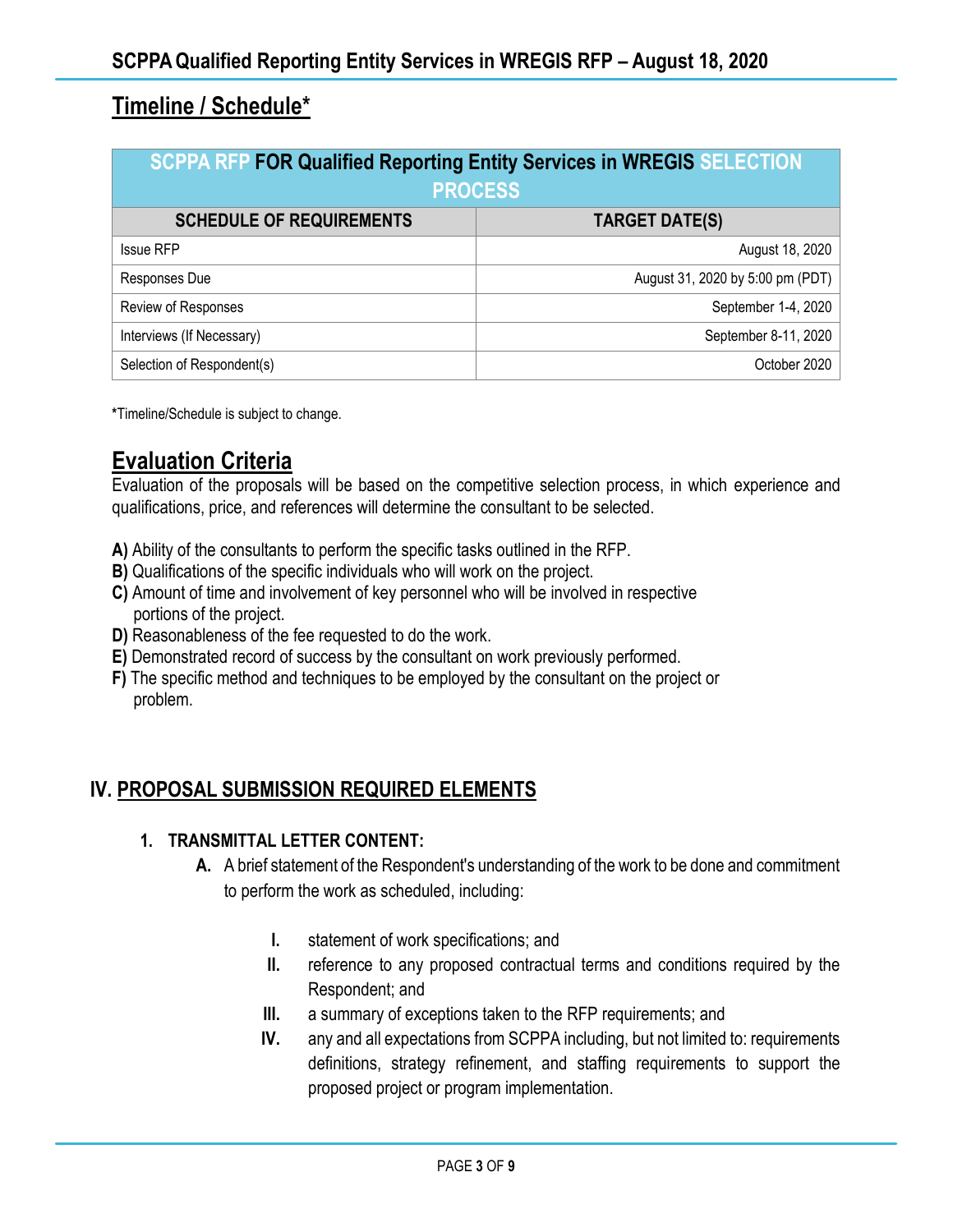## Timeline / Schedule*

| SCPPA RFP FOR Qualified Reporting Entity Services in WREGIS SELECTION PROCESS | |
|---|---|
| **SCHEDULE OF REQUIREMENTS** | **TARGET DATE(S)** |
| Issue RFP | August 18, 2020 |
| Responses Due | August 31, 2020 by 5:00 pm (PDT) |
| Review of Responses | September 1-4, 2020 |
| Interviews (If Necessary) | September 8-11, 2020 |
| Selection of Respondent(s) | October 2020 |

***Timeline/Schedule is subject to change.**

## Evaluation Criteria

Evaluation of the proposals will be based on the competitive selection process, in which experience and qualifications, price, and references will determine the consultant to be selected.

**A)** Ability of the consultants to perform the specific tasks outlined in the RFP.
**B)** Qualifications of the specific individuals who will work on the project.
**C)** Amount of time and involvement of key personnel who will be involved in respective portions of the project.
**D)** Reasonableness of the fee requested to do the work.
**E)** Demonstrated record of success by the consultant on work previously performed.
**F)** The specific method and techniques to be employed by the consultant on the project or problem.

## IV. PROPOSAL SUBMISSION REQUIRED ELEMENTS

### 1. TRANSMITTAL LETTER CONTENT:

**A.** A brief statement of the Respondent's understanding of the work to be done and commitment to perform the work as scheduled, including:

- **I.** statement of work specifications; and
- **II.** reference to any proposed contractual terms and conditions required by the Respondent; and
- **III.** a summary of exceptions taken to the RFP requirements; and
- **IV.** any and all expectations from SCPPA including, but not limited to: requirements definitions, strategy refinement, and staffing requirements to support the proposed project or program implementation.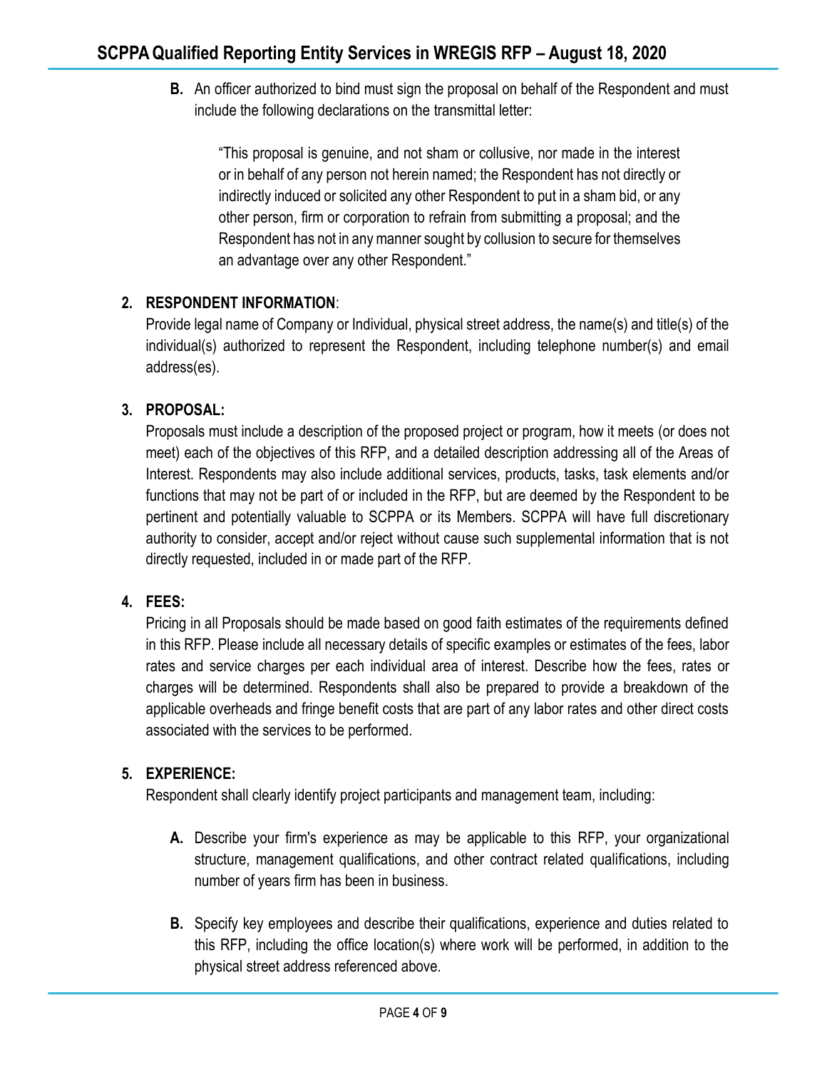**B.** An officer authorized to bind must sign the proposal on behalf of the Respondent and must include the following declarations on the transmittal letter:

> "This proposal is genuine, and not sham or collusive, nor made in the interest or in behalf of any person not herein named; the Respondent has not directly or indirectly induced or solicited any other Respondent to put in a sham bid, or any other person, firm or corporation to refrain from submitting a proposal; and the Respondent has not in any manner sought by collusion to secure for themselves an advantage over any other Respondent."

**2. RESPONDENT INFORMATION**:

Provide legal name of Company or Individual, physical street address, the name(s) and title(s) of the individual(s) authorized to represent the Respondent, including telephone number(s) and email address(es).

**3. PROPOSAL:**

Proposals must include a description of the proposed project or program, how it meets (or does not meet) each of the objectives of this RFP, and a detailed description addressing all of the Areas of Interest. Respondents may also include additional services, products, tasks, task elements and/or functions that may not be part of or included in the RFP, but are deemed by the Respondent to be pertinent and potentially valuable to SCPPA or its Members. SCPPA will have full discretionary authority to consider, accept and/or reject without cause such supplemental information that is not directly requested, included in or made part of the RFP.

**4. FEES:**

Pricing in all Proposals should be made based on good faith estimates of the requirements defined in this RFP. Please include all necessary details of specific examples or estimates of the fees, labor rates and service charges per each individual area of interest. Describe how the fees, rates or charges will be determined. Respondents shall also be prepared to provide a breakdown of the applicable overheads and fringe benefit costs that are part of any labor rates and other direct costs associated with the services to be performed.

**5. EXPERIENCE:**

Respondent shall clearly identify project participants and management team, including:

**A.** Describe your firm's experience as may be applicable to this RFP, your organizational structure, management qualifications, and other contract related qualifications, including number of years firm has been in business.

**B.** Specify key employees and describe their qualifications, experience and duties related to this RFP, including the office location(s) where work will be performed, in addition to the physical street address referenced above.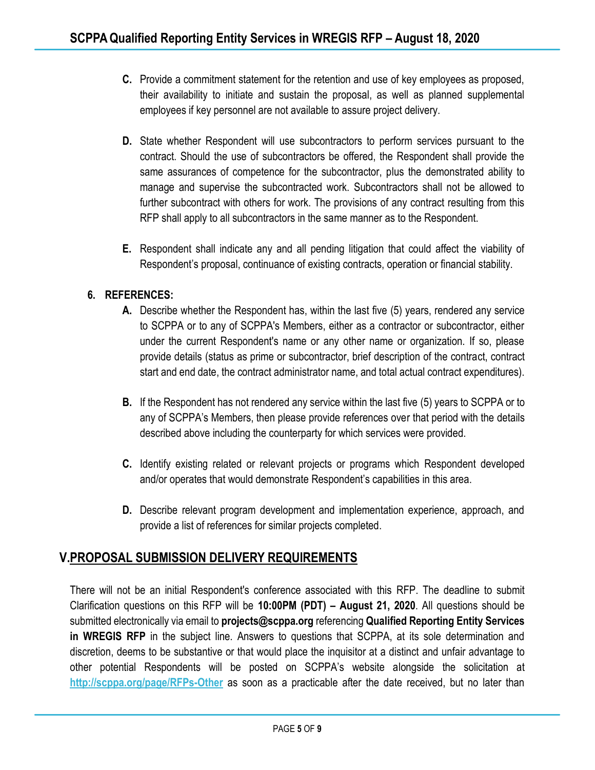C. Provide a commitment statement for the retention and use of key employees as proposed, their availability to initiate and sustain the proposal, as well as planned supplemental employees if key personnel are not available to assure project delivery.

D. State whether Respondent will use subcontractors to perform services pursuant to the contract. Should the use of subcontractors be offered, the Respondent shall provide the same assurances of competence for the subcontractor, plus the demonstrated ability to manage and supervise the subcontracted work. Subcontractors shall not be allowed to further subcontract with others for work. The provisions of any contract resulting from this RFP shall apply to all subcontractors in the same manner as to the Respondent.

E. Respondent shall indicate any and all pending litigation that could affect the viability of Respondent's proposal, continuance of existing contracts, operation or financial stability.

**6. REFERENCES:**

A. Describe whether the Respondent has, within the last five (5) years, rendered any service to SCPPA or to any of SCPPA's Members, either as a contractor or subcontractor, either under the current Respondent's name or any other name or organization. If so, please provide details (status as prime or subcontractor, brief description of the contract, contract start and end date, the contract administrator name, and total actual contract expenditures).

B. If the Respondent has not rendered any service within the last five (5) years to SCPPA or to any of SCPPA's Members, then please provide references over that period with the details described above including the counterparty for which services were provided.

C. Identify existing related or relevant projects or programs which Respondent developed and/or operates that would demonstrate Respondent's capabilities in this area.

D. Describe relevant program development and implementation experience, approach, and provide a list of references for similar projects completed.

## V. PROPOSAL SUBMISSION DELIVERY REQUIREMENTS

There will not be an initial Respondent's conference associated with this RFP. The deadline to submit Clarification questions on this RFP will be **10:00PM (PDT) – August 21, 2020**. All questions should be submitted electronically via email to **projects@scppa.org** referencing **Qualified Reporting Entity Services in WREGIS RFP** in the subject line. Answers to questions that SCPPA, at its sole determination and discretion, deems to be substantive or that would place the inquisitor at a distinct and unfair advantage to other potential Respondents will be posted on SCPPA's website alongside the solicitation at [http://scppa.org/page/RFPs-Other](http://scppa.org/page/RFPs-Other) as soon as a practicable after the date received, but no later than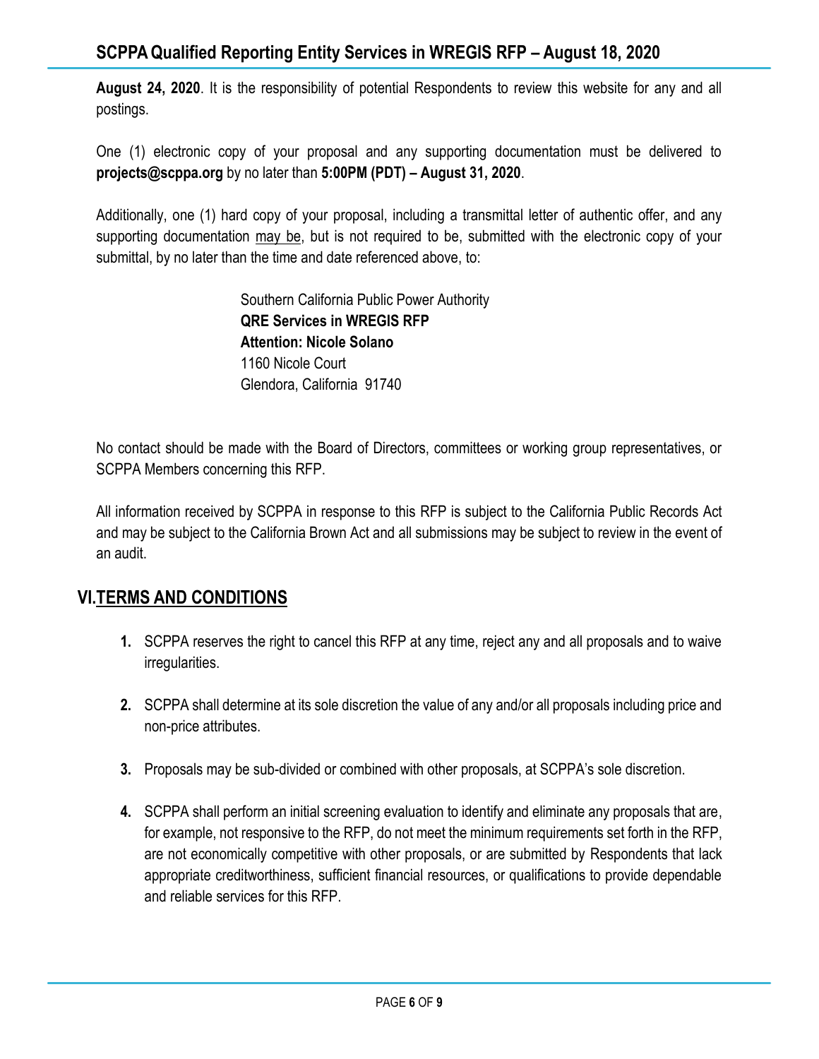**August 24, 2020**. It is the responsibility of potential Respondents to review this website for any and all postings.

One (1) electronic copy of your proposal and any supporting documentation must be delivered to **projects@scppa.org** by no later than **5:00PM (PDT) – August 31, 2020**.

Additionally, one (1) hard copy of your proposal, including a transmittal letter of authentic offer, and any supporting documentation may be, but is not required to be, submitted with the electronic copy of your submittal, by no later than the time and date referenced above, to:

> Southern California Public Power Authority
> **QRE Services in WREGIS RFP**
> **Attention: Nicole Solano**
> 1160 Nicole Court
> Glendora, California 91740

No contact should be made with the Board of Directors, committees or working group representatives, or SCPPA Members concerning this RFP.

All information received by SCPPA in response to this RFP is subject to the California Public Records Act and may be subject to the California Brown Act and all submissions may be subject to review in the event of an audit.

## VI. TERMS AND CONDITIONS

1. SCPPA reserves the right to cancel this RFP at any time, reject any and all proposals and to waive irregularities.

2. SCPPA shall determine at its sole discretion the value of any and/or all proposals including price and non-price attributes.

3. Proposals may be sub-divided or combined with other proposals, at SCPPA's sole discretion.

4. SCPPA shall perform an initial screening evaluation to identify and eliminate any proposals that are, for example, not responsive to the RFP, do not meet the minimum requirements set forth in the RFP, are not economically competitive with other proposals, or are submitted by Respondents that lack appropriate creditworthiness, sufficient financial resources, or qualifications to provide dependable and reliable services for this RFP.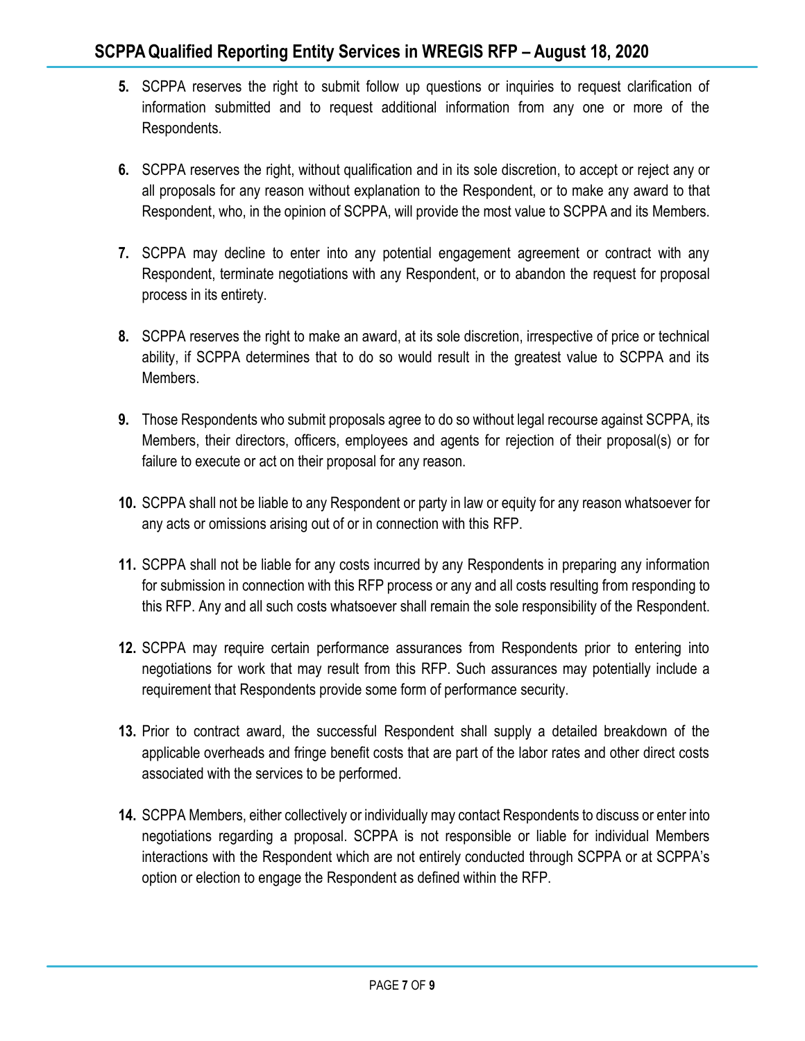5. SCPPA reserves the right to submit follow up questions or inquiries to request clarification of information submitted and to request additional information from any one or more of the Respondents.

6. SCPPA reserves the right, without qualification and in its sole discretion, to accept or reject any or all proposals for any reason without explanation to the Respondent, or to make any award to that Respondent, who, in the opinion of SCPPA, will provide the most value to SCPPA and its Members.

7. SCPPA may decline to enter into any potential engagement agreement or contract with any Respondent, terminate negotiations with any Respondent, or to abandon the request for proposal process in its entirety.

8. SCPPA reserves the right to make an award, at its sole discretion, irrespective of price or technical ability, if SCPPA determines that to do so would result in the greatest value to SCPPA and its Members.

9. Those Respondents who submit proposals agree to do so without legal recourse against SCPPA, its Members, their directors, officers, employees and agents for rejection of their proposal(s) or for failure to execute or act on their proposal for any reason.

10. SCPPA shall not be liable to any Respondent or party in law or equity for any reason whatsoever for any acts or omissions arising out of or in connection with this RFP.

11. SCPPA shall not be liable for any costs incurred by any Respondents in preparing any information for submission in connection with this RFP process or any and all costs resulting from responding to this RFP. Any and all such costs whatsoever shall remain the sole responsibility of the Respondent.

12. SCPPA may require certain performance assurances from Respondents prior to entering into negotiations for work that may result from this RFP. Such assurances may potentially include a requirement that Respondents provide some form of performance security.

13. Prior to contract award, the successful Respondent shall supply a detailed breakdown of the applicable overheads and fringe benefit costs that are part of the labor rates and other direct costs associated with the services to be performed.

14. SCPPA Members, either collectively or individually may contact Respondents to discuss or enter into negotiations regarding a proposal. SCPPA is not responsible or liable for individual Members interactions with the Respondent which are not entirely conducted through SCPPA or at SCPPA's option or election to engage the Respondent as defined within the RFP.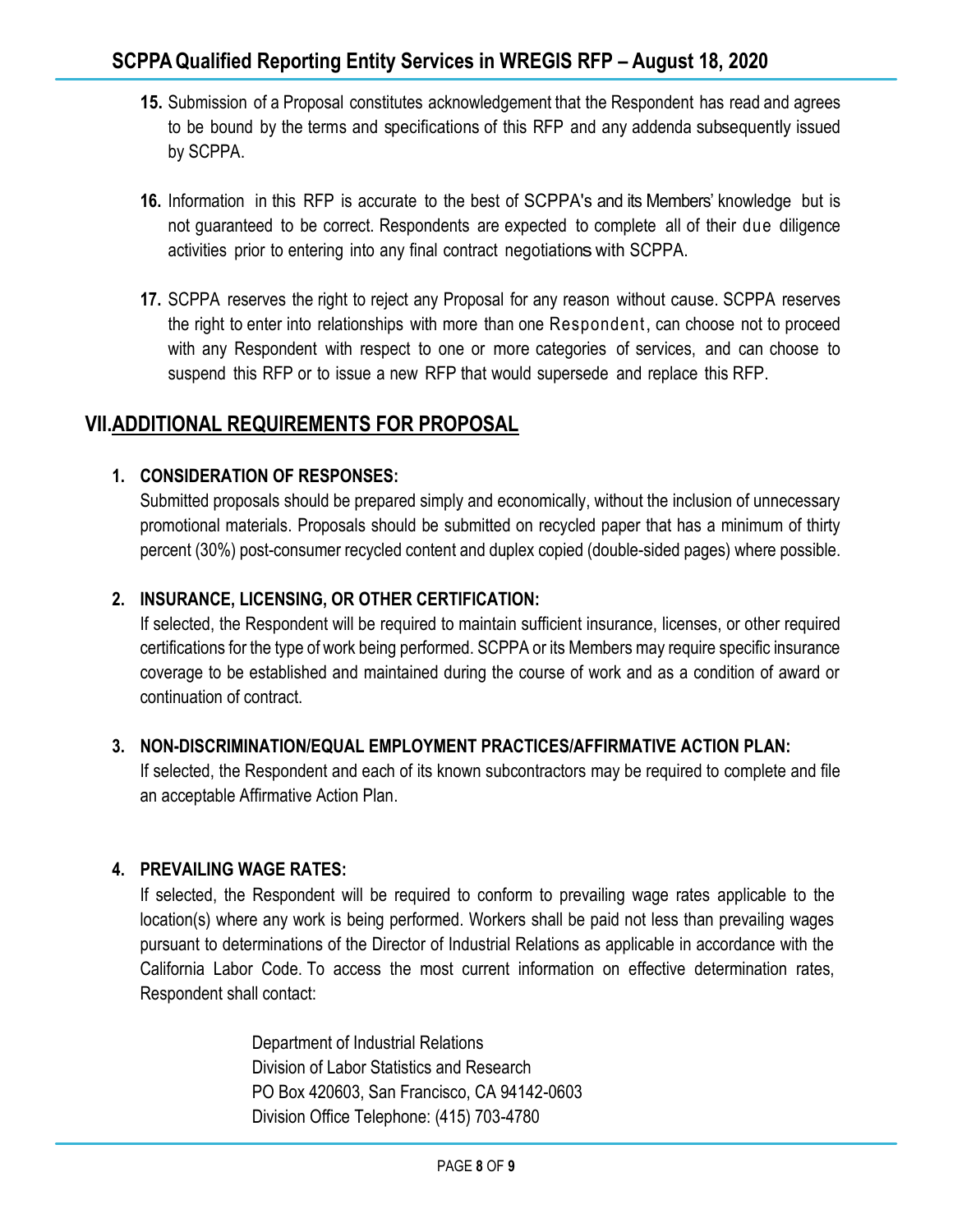15. Submission of a Proposal constitutes acknowledgement that the Respondent has read and agrees to be bound by the terms and specifications of this RFP and any addenda subsequently issued by SCPPA.

16. Information in this RFP is accurate to the best of SCPPA's and its Members' knowledge but is not guaranteed to be correct. Respondents are expected to complete all of their due diligence activities prior to entering into any final contract negotiations with SCPPA.

17. SCPPA reserves the right to reject any Proposal for any reason without cause. SCPPA reserves the right to enter into relationships with more than one Respondent, can choose not to proceed with any Respondent with respect to one or more categories of services, and can choose to suspend this RFP or to issue a new RFP that would supersede and replace this RFP.

## VII. ADDITIONAL REQUIREMENTS FOR PROPOSAL

### 1. CONSIDERATION OF RESPONSES:

Submitted proposals should be prepared simply and economically, without the inclusion of unnecessary promotional materials. Proposals should be submitted on recycled paper that has a minimum of thirty percent (30%) post-consumer recycled content and duplex copied (double-sided pages) where possible.

### 2. INSURANCE, LICENSING, OR OTHER CERTIFICATION:

If selected, the Respondent will be required to maintain sufficient insurance, licenses, or other required certifications for the type of work being performed. SCPPA or its Members may require specific insurance coverage to be established and maintained during the course of work and as a condition of award or continuation of contract.

### 3. NON-DISCRIMINATION/EQUAL EMPLOYMENT PRACTICES/AFFIRMATIVE ACTION PLAN:

If selected, the Respondent and each of its known subcontractors may be required to complete and file an acceptable Affirmative Action Plan.

### 4. PREVAILING WAGE RATES:

If selected, the Respondent will be required to conform to prevailing wage rates applicable to the location(s) where any work is being performed. Workers shall be paid not less than prevailing wages pursuant to determinations of the Director of Industrial Relations as applicable in accordance with the California Labor Code. To access the most current information on effective determination rates, Respondent shall contact:

Department of Industrial Relations
Division of Labor Statistics and Research
PO Box 420603, San Francisco, CA 94142-0603
Division Office Telephone: (415) 703-4780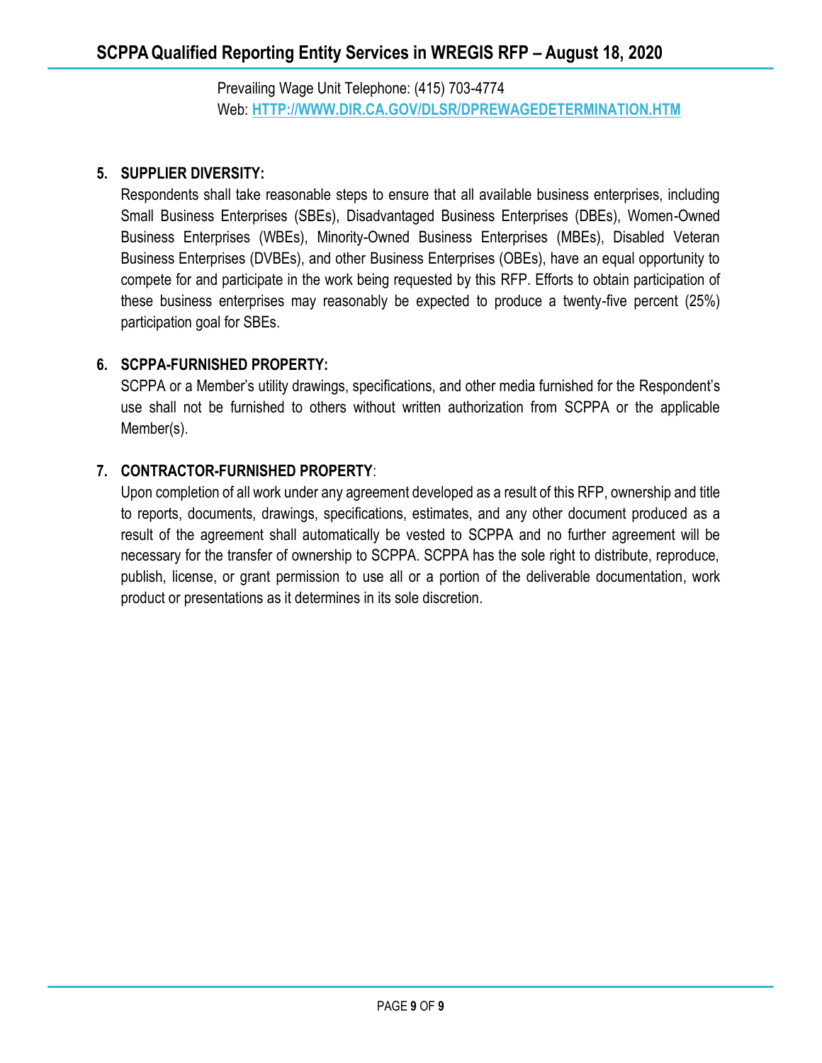Prevailing Wage Unit Telephone: (415) 703-4774
Web: **HTTP://WWW.DIR.CA.GOV/DLSR/DPREWAGEDETERMINATION.HTM**

**5. SUPPLIER DIVERSITY:**

Respondents shall take reasonable steps to ensure that all available business enterprises, including Small Business Enterprises (SBEs), Disadvantaged Business Enterprises (DBEs), Women-Owned Business Enterprises (WBEs), Minority-Owned Business Enterprises (MBEs), Disabled Veteran Business Enterprises (DVBEs), and other Business Enterprises (OBEs), have an equal opportunity to compete for and participate in the work being requested by this RFP. Efforts to obtain participation of these business enterprises may reasonably be expected to produce a twenty-five percent (25%) participation goal for SBEs.

**6. SCPPA-FURNISHED PROPERTY:**

SCPPA or a Member's utility drawings, specifications, and other media furnished for the Respondent's use shall not be furnished to others without written authorization from SCPPA or the applicable Member(s).

**7. CONTRACTOR-FURNISHED PROPERTY**:

Upon completion of all work under any agreement developed as a result of this RFP, ownership and title to reports, documents, drawings, specifications, estimates, and any other document produced as a result of the agreement shall automatically be vested to SCPPA and no further agreement will be necessary for the transfer of ownership to SCPPA. SCPPA has the sole right to distribute, reproduce, publish, license, or grant permission to use all or a portion of the deliverable documentation, work product or presentations as it determines in its sole discretion.